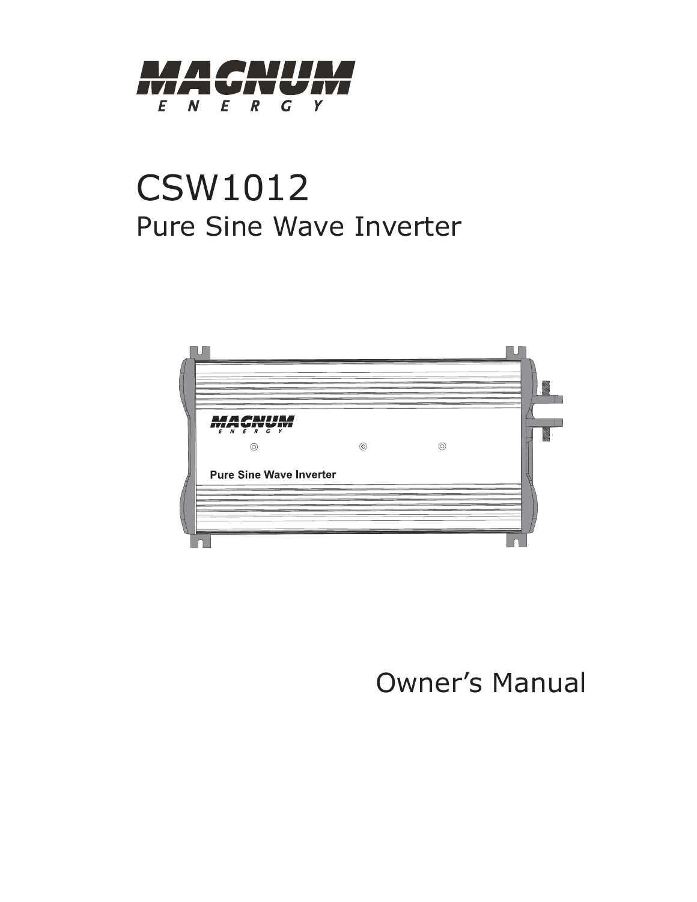MAGNUM ENERGY

# CSW1012

## Pure Sine Wave Inverter

Owner's Manual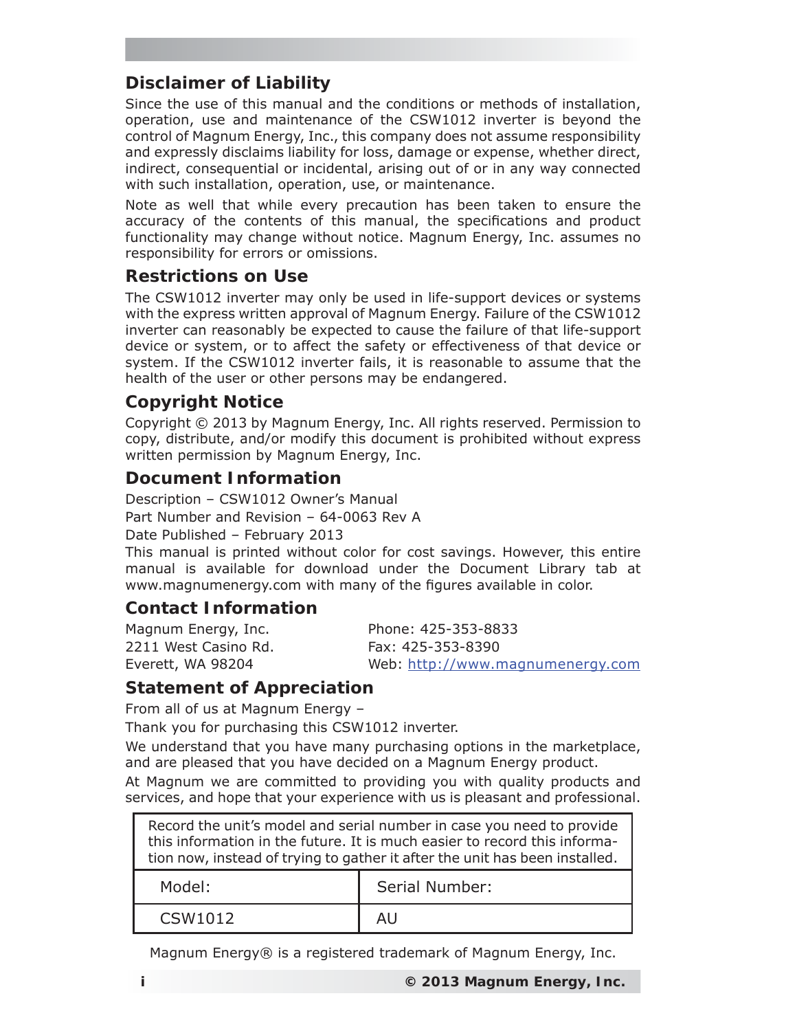## Disclaimer of Liability

Since the use of this manual and the conditions or methods of installation, operation, use and maintenance of the CSW1012 inverter is beyond the control of Magnum Energy, Inc., this company does not assume responsibility and expressly disclaims liability for loss, damage or expense, whether direct, indirect, consequential or incidental, arising out of or in any way connected with such installation, operation, use, or maintenance.

Note as well that while every precaution has been taken to ensure the accuracy of the contents of this manual, the specifications and product functionality may change without notice. Magnum Energy, Inc. assumes no responsibility for errors or omissions.

## Restrictions on Use

The CSW1012 inverter may only be used in life-support devices or systems with the express written approval of Magnum Energy. Failure of the CSW1012 inverter can reasonably be expected to cause the failure of that life-support device or system, or to affect the safety or effectiveness of that device or system. If the CSW1012 inverter fails, it is reasonable to assume that the health of the user or other persons may be endangered.

## Copyright Notice

Copyright © 2013 by Magnum Energy, Inc. All rights reserved. Permission to copy, distribute, and/or modify this document is prohibited without express written permission by Magnum Energy, Inc.

## Document Information

Description – CSW1012 Owner's Manual

Part Number and Revision – 64-0063 Rev A

Date Published – February 2013

This manual is printed without color for cost savings. However, this entire manual is available for download under the Document Library tab at www.magnumenergy.com with many of the figures available in color.

## Contact Information

Magnum Energy, Inc.
2211 West Casino Rd.
Everett, WA 98204

Phone: 425-353-8833
Fax: 425-353-8390
Web: http://www.magnumenergy.com

## Statement of Appreciation

From all of us at Magnum Energy –

Thank you for purchasing this CSW1012 inverter.

We understand that you have many purchasing options in the marketplace, and are pleased that you have decided on a Magnum Energy product.

At Magnum we are committed to providing you with quality products and services, and hope that your experience with us is pleasant and professional.

Record the unit's model and serial number in case you need to provide this information in the future. It is much easier to record this information now, instead of trying to gather it after the unit has been installed.

| Model: | Serial Number: |
|---|---|
| CSW1012 | AU |

Magnum Energy® is a registered trademark of Magnum Energy, Inc.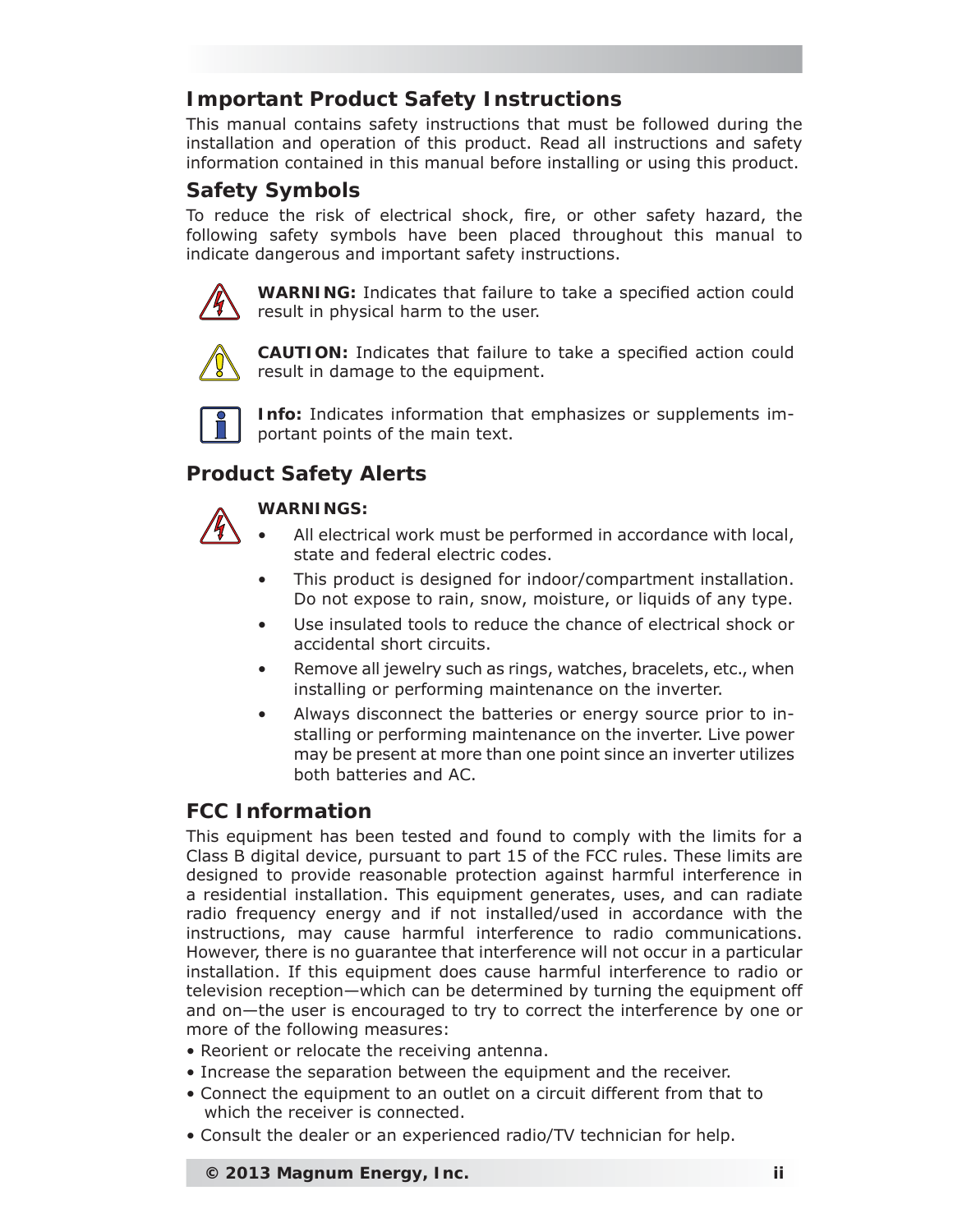## Important Product Safety Instructions

This manual contains safety instructions that must be followed during the installation and operation of this product. Read all instructions and safety information contained in this manual before installing or using this product.

## Safety Symbols

To reduce the risk of electrical shock, fire, or other safety hazard, the following safety symbols have been placed throughout this manual to indicate dangerous and important safety instructions.

**WARNING:** Indicates that failure to take a specified action could result in physical harm to the user.

**CAUTION:** Indicates that failure to take a specified action could result in damage to the equipment.

**Info:** Indicates information that emphasizes or supplements important points of the main text.

## Product Safety Alerts

**WARNINGS:**

- All electrical work must be performed in accordance with local, state and federal electric codes.
- This product is designed for indoor/compartment installation. Do not expose to rain, snow, moisture, or liquids of any type.
- Use insulated tools to reduce the chance of electrical shock or accidental short circuits.
- Remove all jewelry such as rings, watches, bracelets, etc., when installing or performing maintenance on the inverter.
- Always disconnect the batteries or energy source prior to installing or performing maintenance on the inverter. Live power may be present at more than one point since an inverter utilizes both batteries and AC.

## FCC Information

This equipment has been tested and found to comply with the limits for a Class B digital device, pursuant to part 15 of the FCC rules. These limits are designed to provide reasonable protection against harmful interference in a residential installation. This equipment generates, uses, and can radiate radio frequency energy and if not installed/used in accordance with the instructions, may cause harmful interference to radio communications. However, there is no guarantee that interference will not occur in a particular installation. If this equipment does cause harmful interference to radio or television reception—which can be determined by turning the equipment off and on—the user is encouraged to try to correct the interference by one or more of the following measures:

- Reorient or relocate the receiving antenna.
- Increase the separation between the equipment and the receiver.
- Connect the equipment to an outlet on a circuit different from that to which the receiver is connected.
- Consult the dealer or an experienced radio/TV technician for help.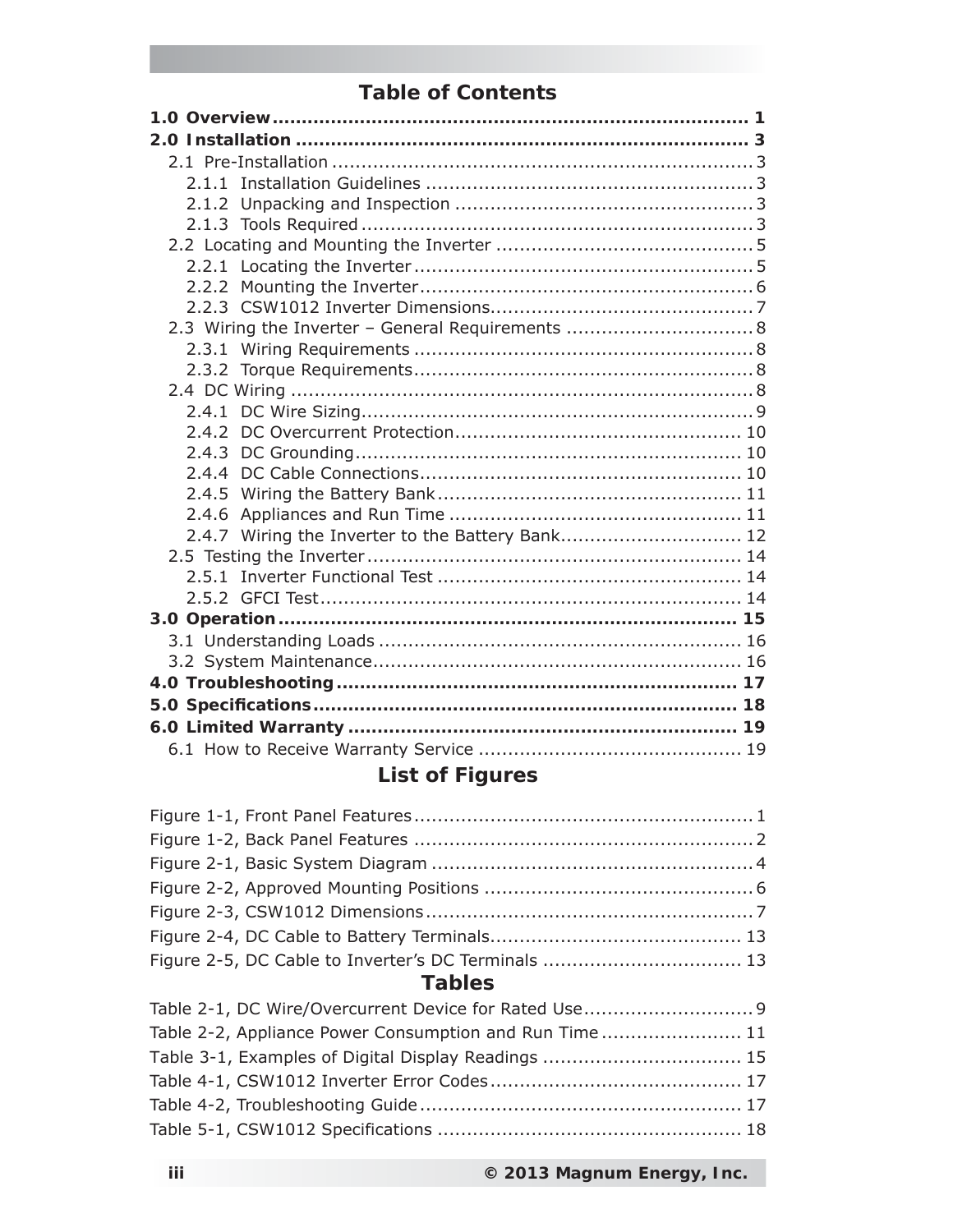## Table of Contents

**1.0 Overview** ....................................................................... **1**
**2.0 Installation** ..................................................................... **3**
- 2.1 Pre-Installation ........................................................... 3
  - 2.1.1 Installation Guidelines ............................................... 3
  - 2.1.2 Unpacking and Inspection ........................................... 3
  - 2.1.3 Tools Required .......................................................... 3
- 2.2 Locating and Mounting the Inverter ................................... 5
  - 2.2.1 Locating the Inverter .................................................. 5
  - 2.2.2 Mounting the Inverter ................................................. 6
  - 2.2.3 CSW1012 Inverter Dimensions ..................................... 7
- 2.3 Wiring the Inverter – General Requirements ........................ 8
  - 2.3.1 Wiring Requirements .................................................. 8
  - 2.3.2 Torque Requirements .................................................. 8
- 2.4 DC Wiring ...................................................................... 8
  - 2.4.1 DC Wire Sizing ........................................................... 9
  - 2.4.2 DC Overcurrent Protection .......................................... 10
  - 2.4.3 DC Grounding ........................................................... 10
  - 2.4.4 DC Cable Connections ................................................ 10
  - 2.4.5 Wiring the Battery Bank ............................................. 11
  - 2.4.6 Appliances and Run Time ........................................... 11
  - 2.4.7 Wiring the Inverter to the Battery Bank ........................ 12
- 2.5 Testing the Inverter ....................................................... 14
  - 2.5.1 Inverter Functional Test ............................................. 14
  - 2.5.2 GFCI Test ................................................................ 14

**3.0 Operation** ..................................................................... **15**
- 3.1 Understanding Loads ...................................................... 16
- 3.2 System Maintenance ....................................................... 16

**4.0 Troubleshooting** ............................................................. **17**
**5.0 Specifications** ................................................................ **18**
**6.0 Limited Warranty** ........................................................... **19**
- 6.1 How to Receive Warranty Service ..................................... 19

## List of Figures

Figure 1-1, Front Panel Features .................................................. 1
Figure 1-2, Back Panel Features .................................................. 2
Figure 2-1, Basic System Diagram ............................................... 4
Figure 2-2, Approved Mounting Positions ...................................... 6
Figure 2-3, CSW1012 Dimensions ................................................ 7
Figure 2-4, DC Cable to Battery Terminals .................................... 13
Figure 2-5, DC Cable to Inverter's DC Terminals ............................ 13

## Tables

Table 2-1, DC Wire/Overcurrent Device for Rated Use ...................... 9
Table 2-2, Appliance Power Consumption and Run Time .................. 11
Table 3-1, Examples of Digital Display Readings ............................ 15
Table 4-1, CSW1012 Inverter Error Codes ..................................... 17
Table 4-2, Troubleshooting Guide ................................................ 17
Table 5-1, CSW1012 Specifications .............................................. 18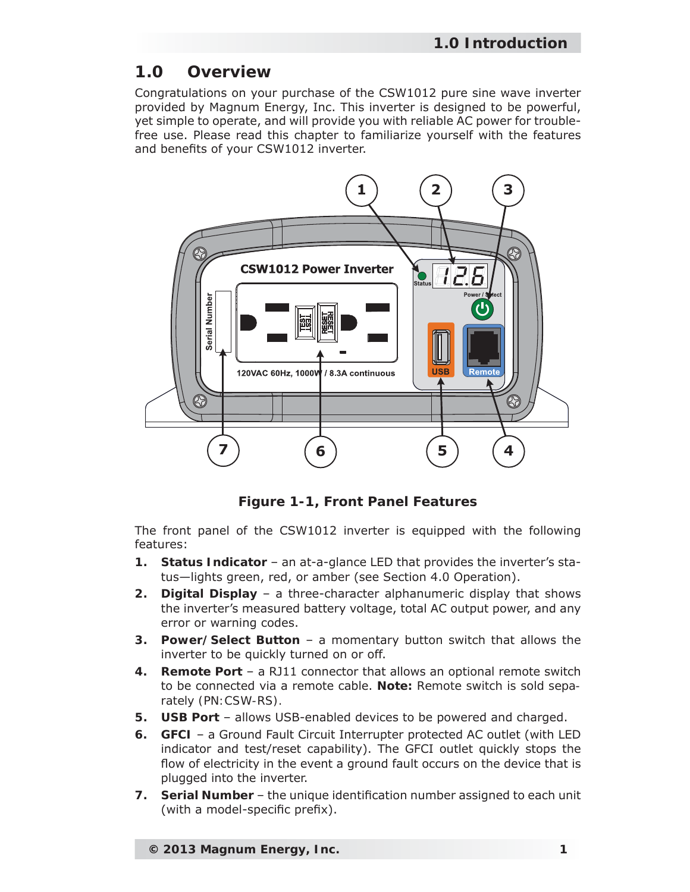## 1.0 Overview

Congratulations on your purchase of the CSW1012 pure sine wave inverter provided by Magnum Energy, Inc. This inverter is designed to be powerful, yet simple to operate, and will provide you with reliable AC power for trouble-free use. Please read this chapter to familiarize yourself with the features and benefits of your CSW1012 inverter.

**Figure 1-1, Front Panel Features**

The front panel of the CSW1012 inverter is equipped with the following features:

1. **Status Indicator** – an at-a-glance LED that provides the inverter's status—lights green, red, or amber (see Section 4.0 Operation).
2. **Digital Display** – a three-character alphanumeric display that shows the inverter's measured battery voltage, total AC output power, and any error or warning codes.
3. **Power/Select Button** – a momentary button switch that allows the inverter to be quickly turned on or off.
4. **Remote Port** – a RJ11 connector that allows an optional remote switch to be connected via a remote cable. **Note:** Remote switch is sold separately (PN:CSW-RS).
5. **USB Port** – allows USB-enabled devices to be powered and charged.
6. **GFCI** – a Ground Fault Circuit Interrupter protected AC outlet (with LED indicator and test/reset capability). The GFCI outlet quickly stops the flow of electricity in the event a ground fault occurs on the device that is plugged into the inverter.
7. **Serial Number** – the unique identification number assigned to each unit (with a model-specific prefix).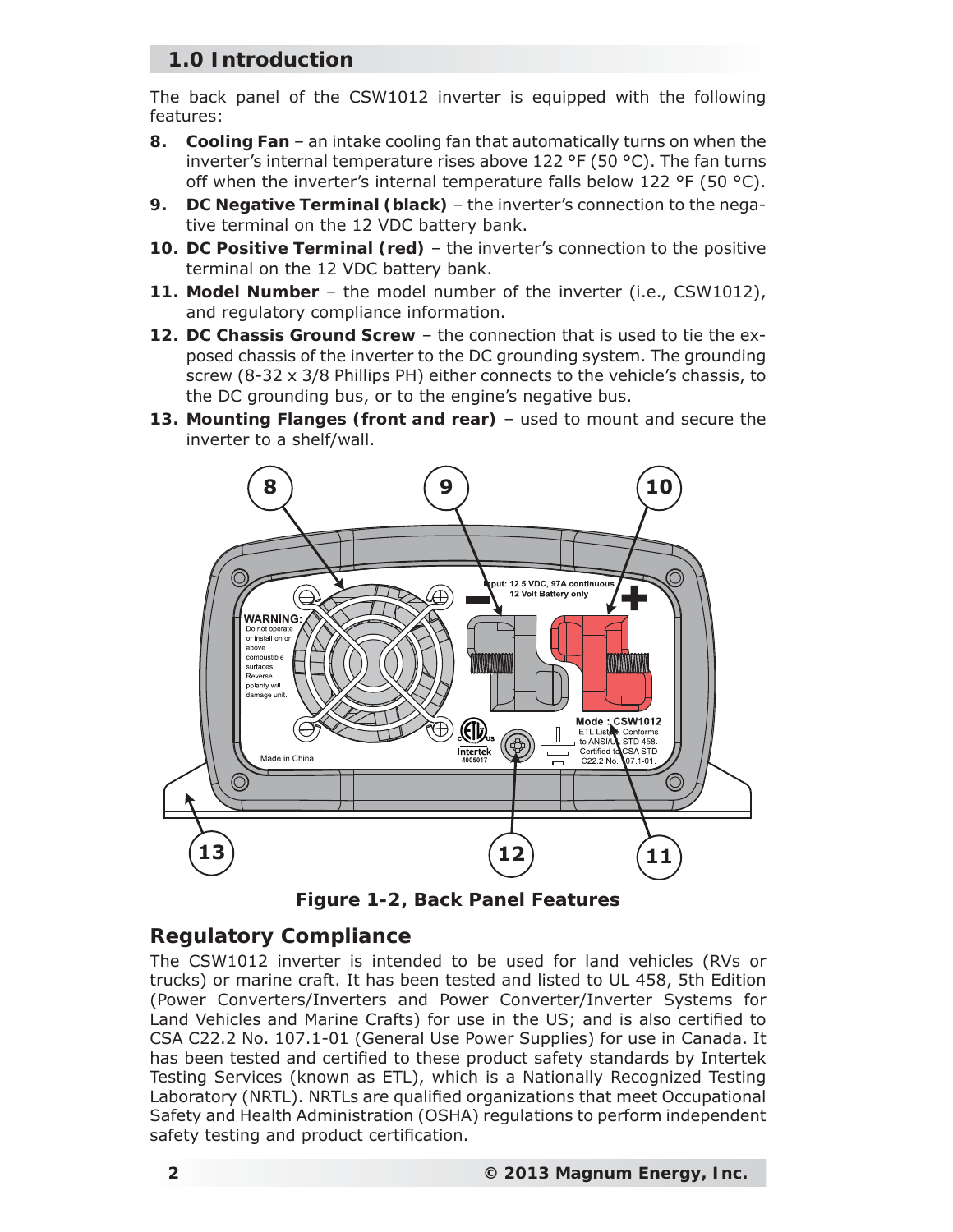## 1.0 Introduction

The back panel of the CSW1012 inverter is equipped with the following features:

8. **Cooling Fan** – an intake cooling fan that automatically turns on when the inverter's internal temperature rises above 122 °F (50 °C). The fan turns off when the inverter's internal temperature falls below 122 °F (50 °C).
9. **DC Negative Terminal (black)** – the inverter's connection to the negative terminal on the 12 VDC battery bank.
10. **DC Positive Terminal (red)** – the inverter's connection to the positive terminal on the 12 VDC battery bank.
11. **Model Number** – the model number of the inverter (i.e., CSW1012), and regulatory compliance information.
12. **DC Chassis Ground Screw** – the connection that is used to tie the exposed chassis of the inverter to the DC grounding system. The grounding screw (8-32 x 3/8 Phillips PH) either connects to the vehicle's chassis, to the DC grounding bus, or to the engine's negative bus.
13. **Mounting Flanges (front and rear)** – used to mount and secure the inverter to a shelf/wall.

**Figure 1-2, Back Panel Features**

## Regulatory Compliance

The CSW1012 inverter is intended to be used for land vehicles (RVs or trucks) or marine craft. It has been tested and listed to UL 458, 5th Edition (Power Converters/Inverters and Power Converter/Inverter Systems for Land Vehicles and Marine Crafts) for use in the US; and is also certified to CSA C22.2 No. 107.1-01 (General Use Power Supplies) for use in Canada. It has been tested and certified to these product safety standards by Intertek Testing Services (known as ETL), which is a Nationally Recognized Testing Laboratory (NRTL). NRTLs are qualified organizations that meet Occupational Safety and Health Administration (OSHA) regulations to perform independent safety testing and product certification.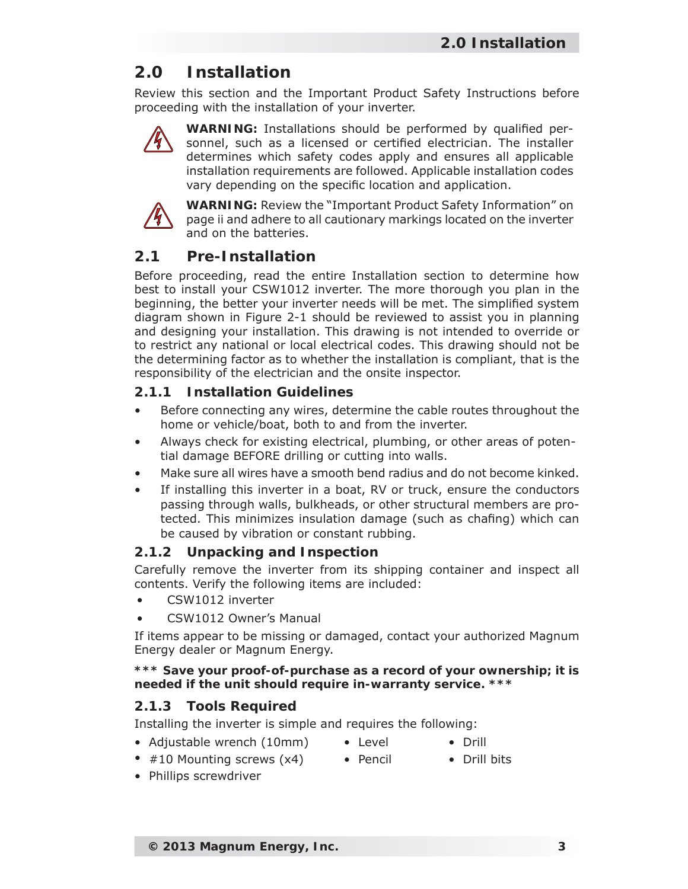# 2.0 Installation

Review this section and the Important Product Safety Instructions before proceeding with the installation of your inverter.

**WARNING:** Installations should be performed by qualified personnel, such as a licensed or certified electrician. The installer determines which safety codes apply and ensures all applicable installation requirements are followed. Applicable installation codes vary depending on the specific location and application.

**WARNING:** Review the "Important Product Safety Information" on page ii and adhere to all cautionary markings located on the inverter and on the batteries.

## 2.1 Pre-Installation

Before proceeding, read the entire Installation section to determine how best to install your CSW1012 inverter. The more thorough you plan in the beginning, the better your inverter needs will be met. The simplified system diagram shown in Figure 2-1 should be reviewed to assist you in planning and designing your installation. This drawing is not intended to override or to restrict any national or local electrical codes. This drawing should not be the determining factor as to whether the installation is compliant, that is the responsibility of the electrician and the onsite inspector.

### 2.1.1 Installation Guidelines

- Before connecting any wires, determine the cable routes throughout the home or vehicle/boat, both to and from the inverter.
- Always check for existing electrical, plumbing, or other areas of potential damage BEFORE drilling or cutting into walls.
- Make sure all wires have a smooth bend radius and do not become kinked.
- If installing this inverter in a boat, RV or truck, ensure the conductors passing through walls, bulkheads, or other structural members are protected. This minimizes insulation damage (such as chafing) which can be caused by vibration or constant rubbing.

### 2.1.2 Unpacking and Inspection

Carefully remove the inverter from its shipping container and inspect all contents. Verify the following items are included:

- CSW1012 inverter
- CSW1012 Owner's Manual

If items appear to be missing or damaged, contact your authorized Magnum Energy dealer or Magnum Energy.

**\*\*\* Save your proof-of-purchase as a record of your ownership; it is needed if the unit should require in-warranty service. \*\*\***

### 2.1.3 Tools Required

Installing the inverter is simple and requires the following:

- Adjustable wrench (10mm)
- #10 Mounting screws (x4)
- Phillips screwdriver
- Level
- Pencil
- Drill
- Drill bits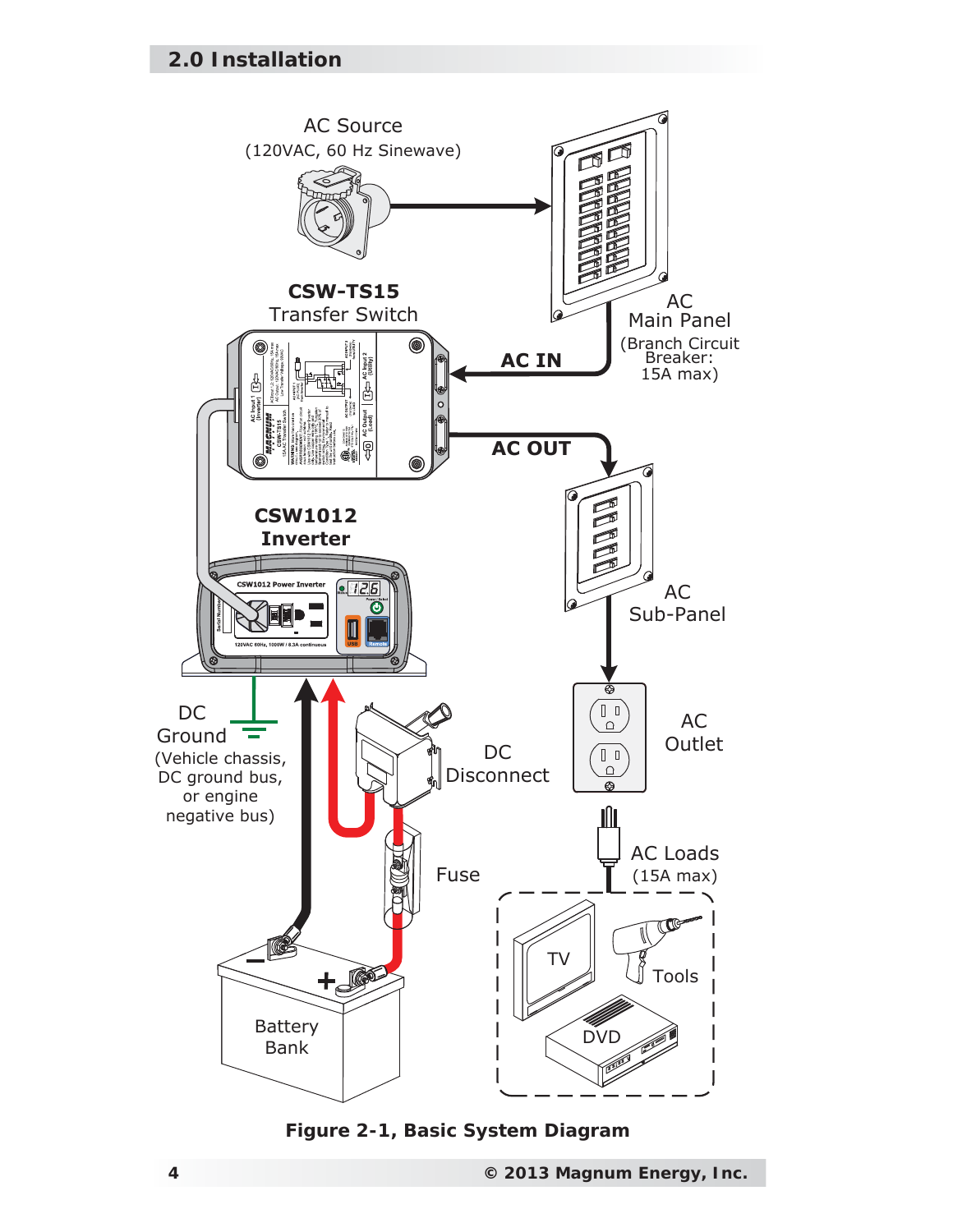**Figure 2-1, Basic System Diagram**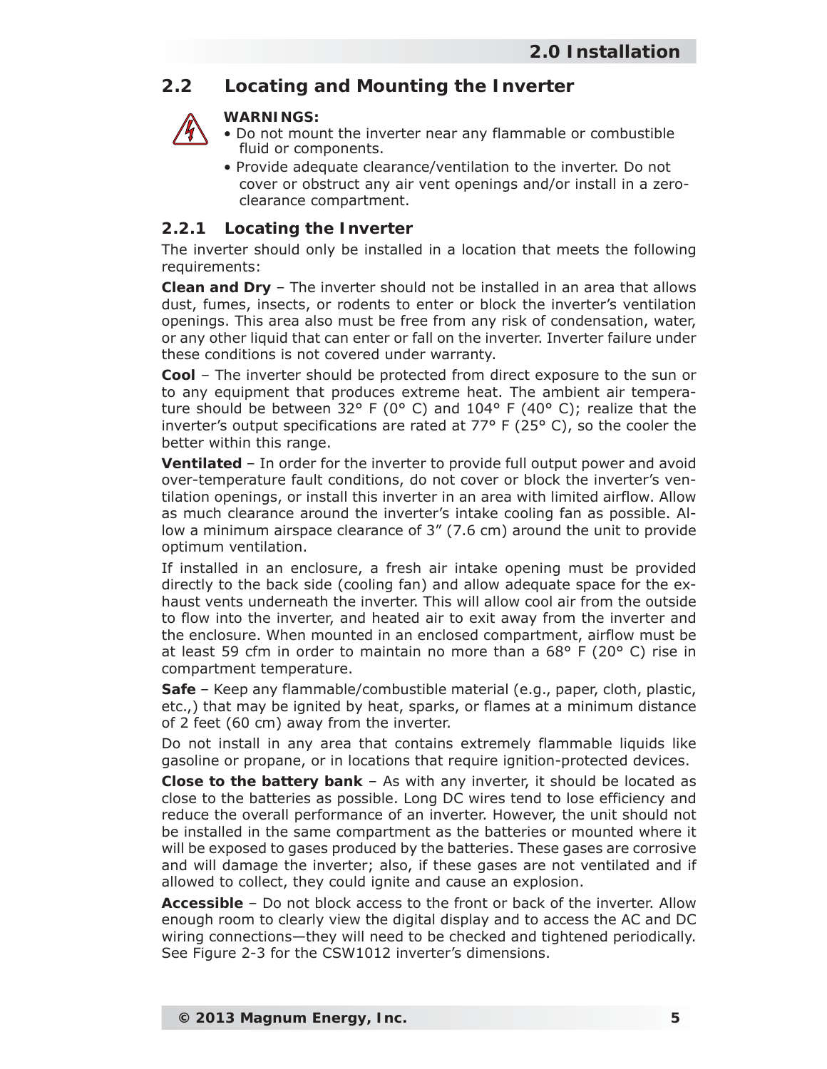## 2.2 Locating and Mounting the Inverter

**WARNINGS:**

- Do not mount the inverter near any flammable or combustible fluid or components.
- Provide adequate clearance/ventilation to the inverter. Do not cover or obstruct any air vent openings and/or install in a zero-clearance compartment.

### 2.2.1 Locating the Inverter

The inverter should only be installed in a location that meets the following requirements:

**Clean and Dry** – The inverter should not be installed in an area that allows dust, fumes, insects, or rodents to enter or block the inverter's ventilation openings. This area also must be free from any risk of condensation, water, or any other liquid that can enter or fall on the inverter. Inverter failure under these conditions is not covered under warranty.

**Cool** – The inverter should be protected from direct exposure to the sun or to any equipment that produces extreme heat. The ambient air temperature should be between 32° F (0° C) and 104° F (40° C); realize that the inverter's output specifications are rated at 77° F (25° C), so the cooler the better within this range.

**Ventilated** – In order for the inverter to provide full output power and avoid over-temperature fault conditions, do not cover or block the inverter's ventilation openings, or install this inverter in an area with limited airflow. Allow as much clearance around the inverter's intake cooling fan as possible. Allow a minimum airspace clearance of 3" (7.6 cm) around the unit to provide optimum ventilation.

If installed in an enclosure, a fresh air intake opening must be provided directly to the back side (cooling fan) and allow adequate space for the exhaust vents underneath the inverter. This will allow cool air from the outside to flow into the inverter, and heated air to exit away from the inverter and the enclosure. When mounted in an enclosed compartment, airflow must be at least 59 cfm in order to maintain no more than a 68° F (20° C) rise in compartment temperature.

**Safe** – Keep any flammable/combustible material (e.g., paper, cloth, plastic, etc.,) that may be ignited by heat, sparks, or flames at a minimum distance of 2 feet (60 cm) away from the inverter.

Do not install in any area that contains extremely flammable liquids like gasoline or propane, or in locations that require ignition-protected devices.

**Close to the battery bank** – As with any inverter, it should be located as close to the batteries as possible. Long DC wires tend to lose efficiency and reduce the overall performance of an inverter. However, the unit should not be installed in the same compartment as the batteries or mounted where it will be exposed to gases produced by the batteries. These gases are corrosive and will damage the inverter; also, if these gases are not ventilated and if allowed to collect, they could ignite and cause an explosion.

**Accessible** – Do not block access to the front or back of the inverter. Allow enough room to clearly view the digital display and to access the AC and DC wiring connections—they will need to be checked and tightened periodically. See Figure 2-3 for the CSW1012 inverter's dimensions.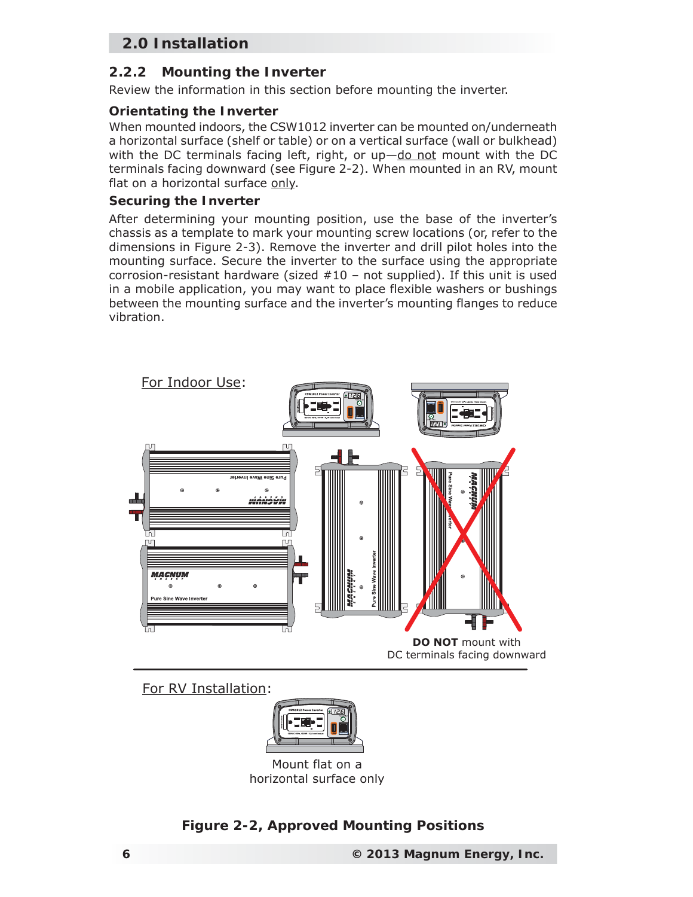## 2.0 Installation

### 2.2.2 Mounting the Inverter

Review the information in this section before mounting the inverter.

#### Orientating the Inverter

When mounted indoors, the CSW1012 inverter can be mounted on/underneath a horizontal surface (shelf or table) or on a vertical surface (wall or bulkhead) with the DC terminals facing left, right, or up—do not mount with the DC terminals facing downward (see Figure 2-2). When mounted in an RV, mount flat on a horizontal surface only.

#### Securing the Inverter

After determining your mounting position, use the base of the inverter's chassis as a template to mark your mounting screw locations (or, refer to the dimensions in Figure 2-3). Remove the inverter and drill pilot holes into the mounting surface. Secure the inverter to the surface using the appropriate corrosion-resistant hardware (sized #10 – not supplied). If this unit is used in a mobile application, you may want to place flexible washers or bushings between the mounting surface and the inverter's mounting flanges to reduce vibration.

For Indoor Use:

**DO NOT** mount with DC terminals facing downward

For RV Installation:

Mount flat on a horizontal surface only

**Figure 2-2, Approved Mounting Positions**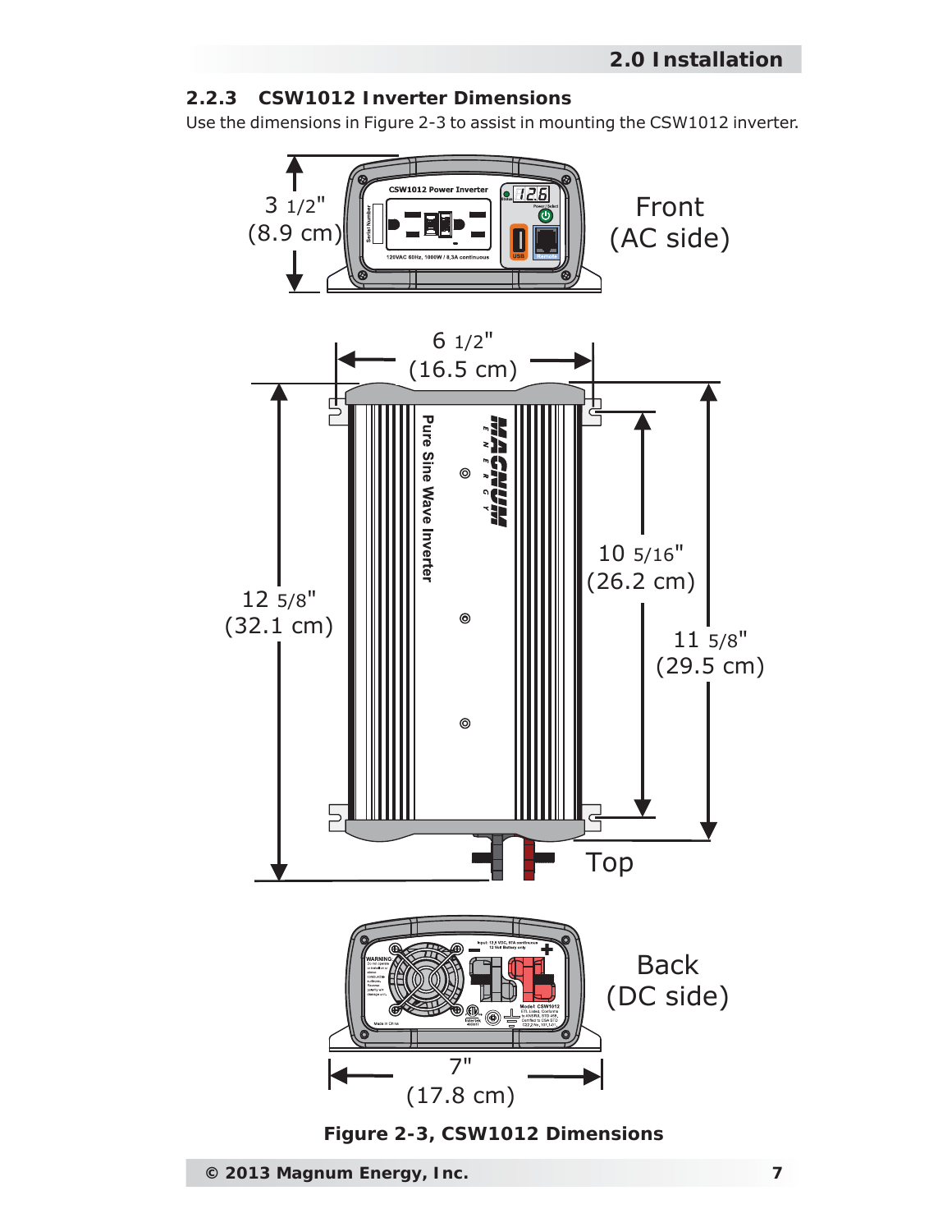### 2.2.3 CSW1012 Inverter Dimensions

Use the dimensions in Figure 2-3 to assist in mounting the CSW1012 inverter.

Figure 2-3, CSW1012 Dimensions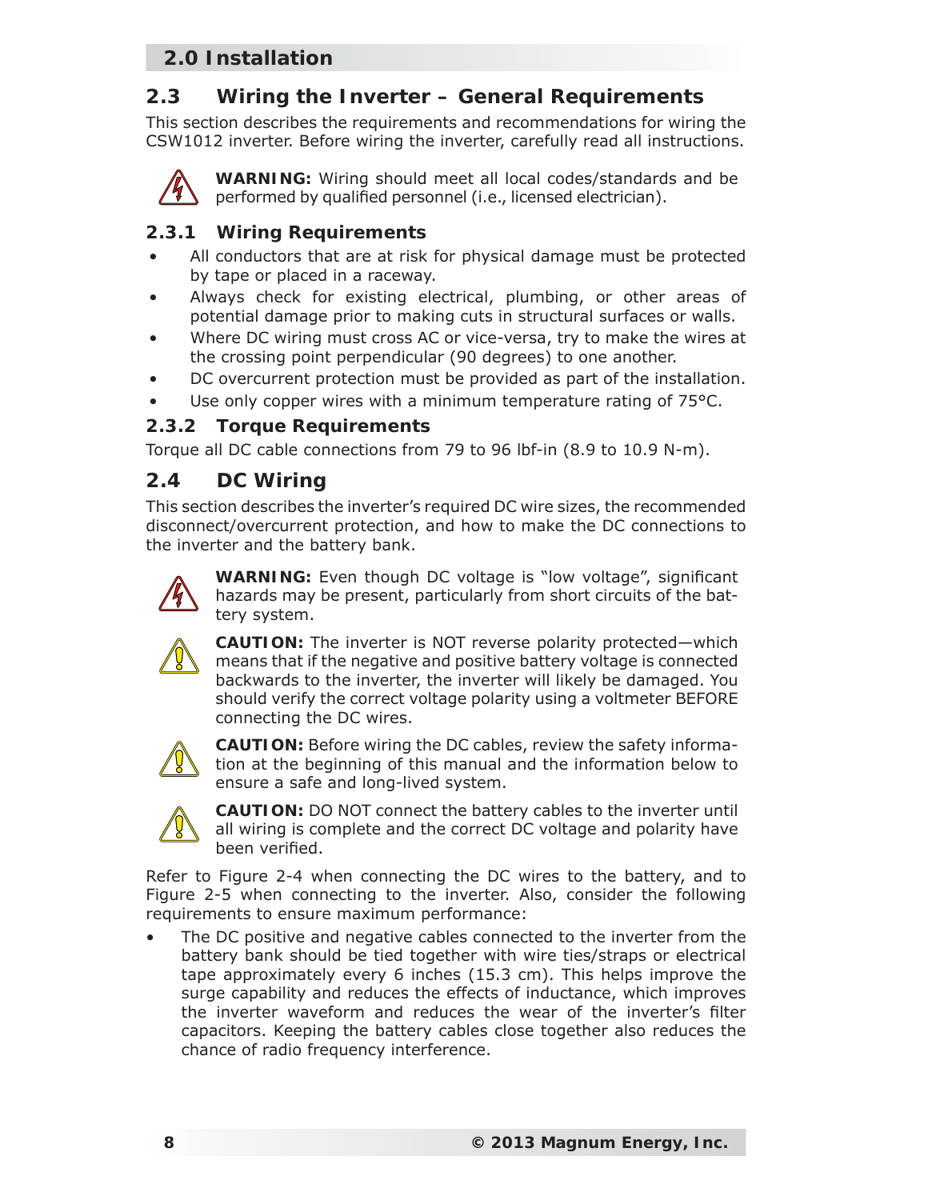## 2.3 Wiring the Inverter – General Requirements

This section describes the requirements and recommendations for wiring the CSW1012 inverter. Before wiring the inverter, carefully read all instructions.

**WARNING:** Wiring should meet all local codes/standards and be performed by qualified personnel (i.e., licensed electrician).

### 2.3.1 Wiring Requirements

- All conductors that are at risk for physical damage must be protected by tape or placed in a raceway.
- Always check for existing electrical, plumbing, or other areas of potential damage prior to making cuts in structural surfaces or walls.
- Where DC wiring must cross AC or vice-versa, try to make the wires at the crossing point perpendicular (90 degrees) to one another.
- DC overcurrent protection must be provided as part of the installation.
- Use only copper wires with a minimum temperature rating of 75°C.

### 2.3.2 Torque Requirements

Torque all DC cable connections from 79 to 96 lbf-in (8.9 to 10.9 N-m).

## 2.4 DC Wiring

This section describes the inverter's required DC wire sizes, the recommended disconnect/overcurrent protection, and how to make the DC connections to the inverter and the battery bank.

**WARNING:** Even though DC voltage is "low voltage", significant hazards may be present, particularly from short circuits of the battery system.

**CAUTION:** The inverter is NOT reverse polarity protected—which means that if the negative and positive battery voltage is connected backwards to the inverter, the inverter will likely be damaged. You should verify the correct voltage polarity using a voltmeter BEFORE connecting the DC wires.

**CAUTION:** Before wiring the DC cables, review the safety information at the beginning of this manual and the information below to ensure a safe and long-lived system.

**CAUTION:** DO NOT connect the battery cables to the inverter until all wiring is complete and the correct DC voltage and polarity have been verified.

Refer to Figure 2-4 when connecting the DC wires to the battery, and to Figure 2-5 when connecting to the inverter. Also, consider the following requirements to ensure maximum performance:

- The DC positive and negative cables connected to the inverter from the battery bank should be tied together with wire ties/straps or electrical tape approximately every 6 inches (15.3 cm). This helps improve the surge capability and reduces the effects of inductance, which improves the inverter waveform and reduces the wear of the inverter's filter capacitors. Keeping the battery cables close together also reduces the chance of radio frequency interference.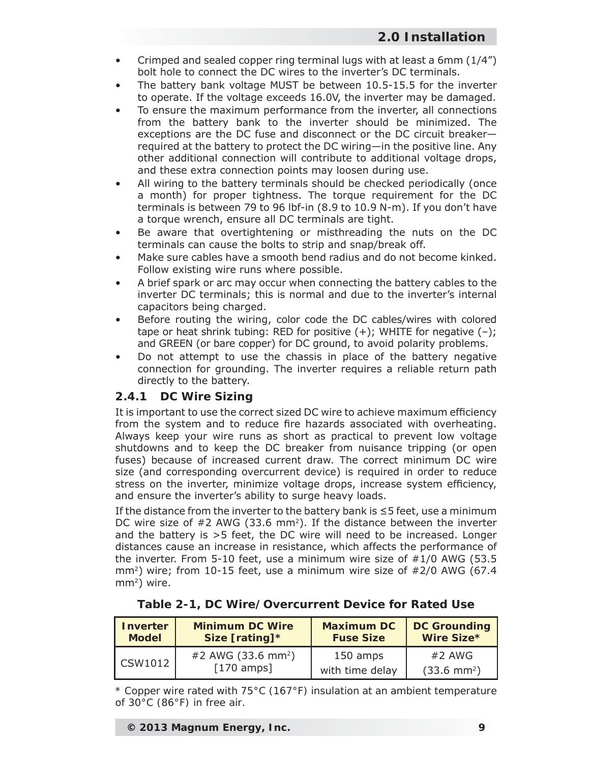- Crimped and sealed copper ring terminal lugs with at least a 6mm (1/4") bolt hole to connect the DC wires to the inverter's DC terminals.
- The battery bank voltage MUST be between 10.5-15.5 for the inverter to operate. If the voltage exceeds 16.0V, the inverter may be damaged.
- To ensure the maximum performance from the inverter, all connections from the battery bank to the inverter should be minimized. The exceptions are the DC fuse and disconnect or the DC circuit breaker—required at the battery to protect the DC wiring—in the positive line. Any other additional connection will contribute to additional voltage drops, and these extra connection points may loosen during use.
- All wiring to the battery terminals should be checked periodically (once a month) for proper tightness. The torque requirement for the DC terminals is between 79 to 96 lbf-in (8.9 to 10.9 N-m). If you don't have a torque wrench, ensure all DC terminals are tight.
- Be aware that overtightening or misthreading the nuts on the DC terminals can cause the bolts to strip and snap/break off.
- Make sure cables have a smooth bend radius and do not become kinked. Follow existing wire runs where possible.
- A brief spark or arc may occur when connecting the battery cables to the inverter DC terminals; this is normal and due to the inverter's internal capacitors being charged.
- Before routing the wiring, color code the DC cables/wires with colored tape or heat shrink tubing: RED for positive (+); WHITE for negative (–); and GREEN (or bare copper) for DC ground, to avoid polarity problems.
- Do not attempt to use the chassis in place of the battery negative connection for grounding. The inverter requires a reliable return path directly to the battery.

### 2.4.1 DC Wire Sizing

It is important to use the correct sized DC wire to achieve maximum efficiency from the system and to reduce fire hazards associated with overheating. Always keep your wire runs as short as practical to prevent low voltage shutdowns and to keep the DC breaker from nuisance tripping (or open fuses) because of increased current draw. The correct minimum DC wire size (and corresponding overcurrent device) is required in order to reduce stress on the inverter, minimize voltage drops, increase system efficiency, and ensure the inverter's ability to surge heavy loads.

If the distance from the inverter to the battery bank is ≤5 feet, use a minimum DC wire size of #2 AWG (33.6 mm$^2$). If the distance between the inverter and the battery is >5 feet, the DC wire will need to be increased. Longer distances cause an increase in resistance, which affects the performance of the inverter. From 5-10 feet, use a minimum wire size of #1/0 AWG (53.5 mm$^2$) wire; from 10-15 feet, use a minimum wire size of #2/0 AWG (67.4 mm$^2$) wire.

**Table 2-1, DC Wire/Overcurrent Device for Rated Use**

| Inverter Model | Minimum DC Wire Size [rating]* | Maximum DC Fuse Size | DC Grounding Wire Size* |
|---|---|---|---|
| CSW1012 | #2 AWG (33.6 mm$^2$) [170 amps] | 150 amps with time delay | #2 AWG (33.6 mm$^2$) |

* Copper wire rated with 75°C (167°F) insulation at an ambient temperature of 30°C (86°F) in free air.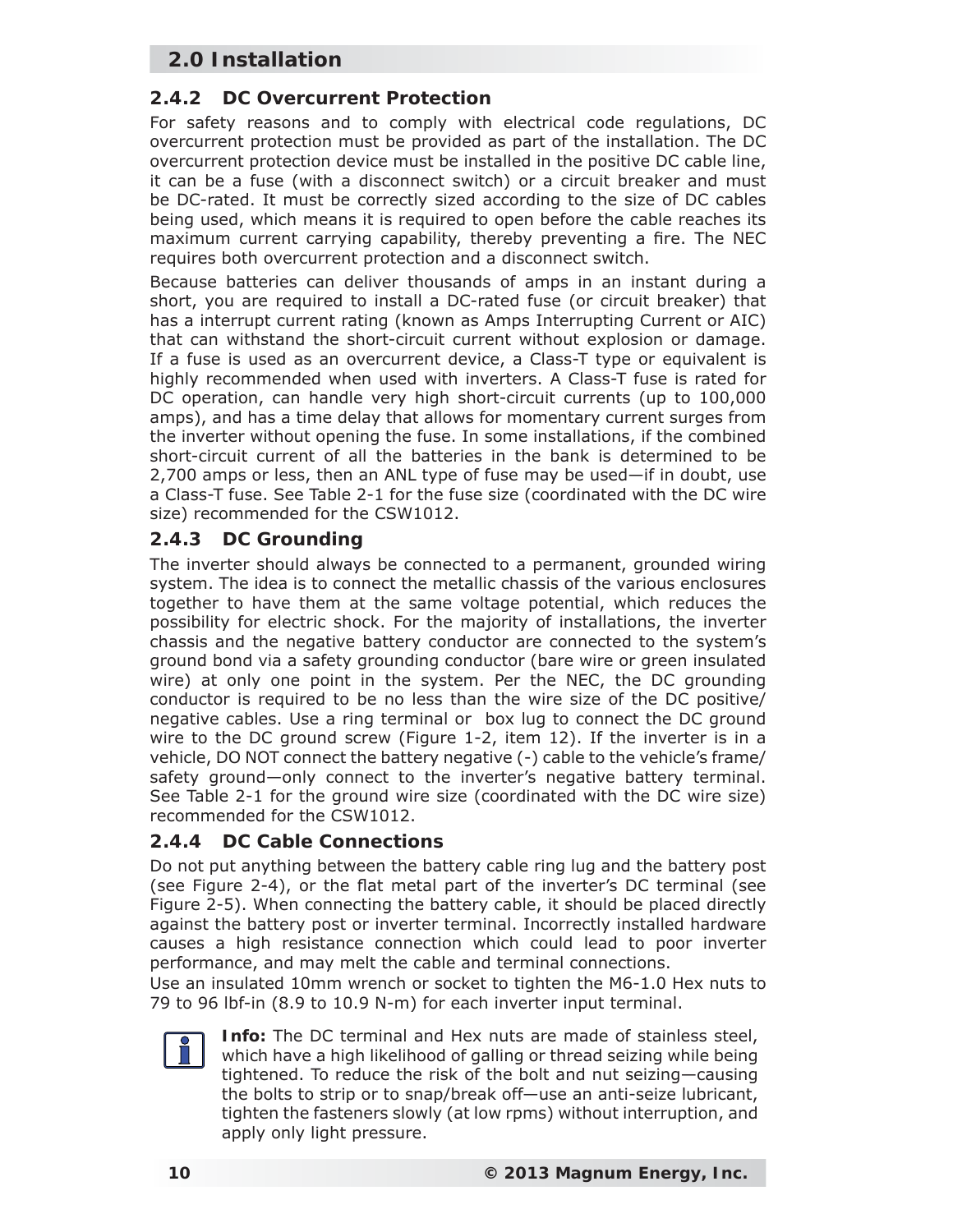## 2.4.2 DC Overcurrent Protection

For safety reasons and to comply with electrical code regulations, DC overcurrent protection must be provided as part of the installation. The DC overcurrent protection device must be installed in the positive DC cable line, it can be a fuse (with a disconnect switch) or a circuit breaker and must be DC-rated. It must be correctly sized according to the size of DC cables being used, which means it is required to open before the cable reaches its maximum current carrying capability, thereby preventing a fire. The NEC requires both overcurrent protection and a disconnect switch.

Because batteries can deliver thousands of amps in an instant during a short, you are required to install a DC-rated fuse (or circuit breaker) that has a interrupt current rating (known as Amps Interrupting Current or AIC) that can withstand the short-circuit current without explosion or damage. If a fuse is used as an overcurrent device, a Class-T type or equivalent is highly recommended when used with inverters. A Class-T fuse is rated for DC operation, can handle very high short-circuit currents (up to 100,000 amps), and has a time delay that allows for momentary current surges from the inverter without opening the fuse. In some installations, if the combined short-circuit current of all the batteries in the bank is determined to be 2,700 amps or less, then an ANL type of fuse may be used—if in doubt, use a Class-T fuse. See Table 2-1 for the fuse size (coordinated with the DC wire size) recommended for the CSW1012.

## 2.4.3 DC Grounding

The inverter should always be connected to a permanent, grounded wiring system. The idea is to connect the metallic chassis of the various enclosures together to have them at the same voltage potential, which reduces the possibility for electric shock. For the majority of installations, the inverter chassis and the negative battery conductor are connected to the system's ground bond via a safety grounding conductor (bare wire or green insulated wire) at only one point in the system. Per the NEC, the DC grounding conductor is required to be no less than the wire size of the DC positive/negative cables. Use a ring terminal or box lug to connect the DC ground wire to the DC ground screw (Figure 1-2, item 12). If the inverter is in a vehicle, DO NOT connect the battery negative (-) cable to the vehicle's frame/safety ground—only connect to the inverter's negative battery terminal. See Table 2-1 for the ground wire size (coordinated with the DC wire size) recommended for the CSW1012.

## 2.4.4 DC Cable Connections

Do not put anything between the battery cable ring lug and the battery post (see Figure 2-4), or the flat metal part of the inverter's DC terminal (see Figure 2-5). When connecting the battery cable, it should be placed directly against the battery post or inverter terminal. Incorrectly installed hardware causes a high resistance connection which could lead to poor inverter performance, and may melt the cable and terminal connections.

Use an insulated 10mm wrench or socket to tighten the M6-1.0 Hex nuts to 79 to 96 lbf-in (8.9 to 10.9 N-m) for each inverter input terminal.

**Info:** The DC terminal and Hex nuts are made of stainless steel, which have a high likelihood of galling or thread seizing while being tightened. To reduce the risk of the bolt and nut seizing—causing the bolts to strip or to snap/break off—use an anti-seize lubricant, tighten the fasteners slowly (at low rpms) without interruption, and apply only light pressure.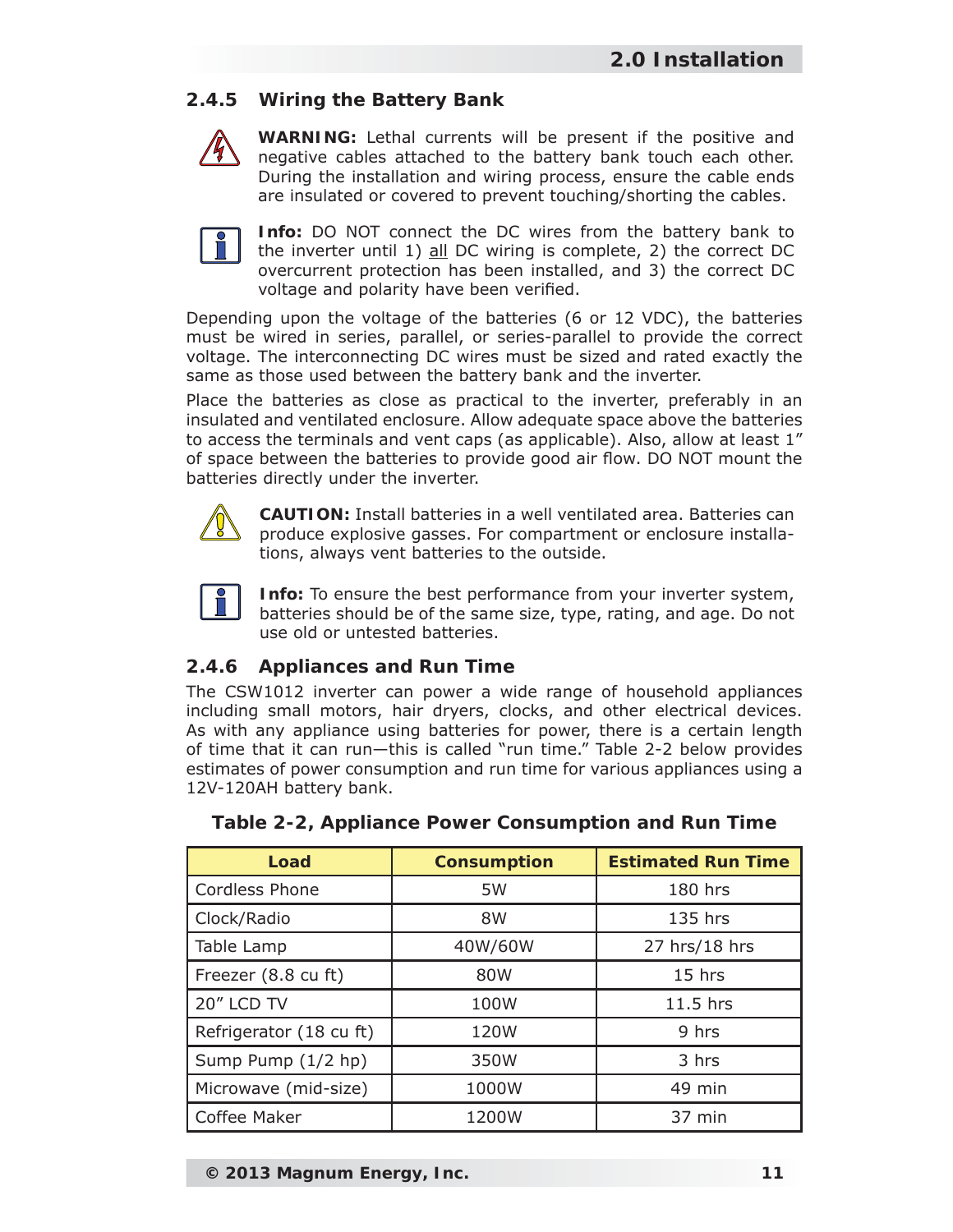### 2.4.5 Wiring the Battery Bank

**WARNING:** Lethal currents will be present if the positive and negative cables attached to the battery bank touch each other. During the installation and wiring process, ensure the cable ends are insulated or covered to prevent touching/shorting the cables.

**Info:** DO NOT connect the DC wires from the battery bank to the inverter until 1) all DC wiring is complete, 2) the correct DC overcurrent protection has been installed, and 3) the correct DC voltage and polarity have been verified.

Depending upon the voltage of the batteries (6 or 12 VDC), the batteries must be wired in series, parallel, or series-parallel to provide the correct voltage. The interconnecting DC wires must be sized and rated exactly the same as those used between the battery bank and the inverter.

Place the batteries as close as practical to the inverter, preferably in an insulated and ventilated enclosure. Allow adequate space above the batteries to access the terminals and vent caps (as applicable). Also, allow at least 1" of space between the batteries to provide good air flow. DO NOT mount the batteries directly under the inverter.

**CAUTION:** Install batteries in a well ventilated area. Batteries can produce explosive gasses. For compartment or enclosure installations, always vent batteries to the outside.

**Info:** To ensure the best performance from your inverter system, batteries should be of the same size, type, rating, and age. Do not use old or untested batteries.

### 2.4.6 Appliances and Run Time

The CSW1012 inverter can power a wide range of household appliances including small motors, hair dryers, clocks, and other electrical devices. As with any appliance using batteries for power, there is a certain length of time that it can run—this is called "run time." Table 2-2 below provides estimates of power consumption and run time for various appliances using a 12V-120AH battery bank.

**Table 2-2, Appliance Power Consumption and Run Time**

| Load | Consumption | Estimated Run Time |
|---|---|---|
| Cordless Phone | 5W | 180 hrs |
| Clock/Radio | 8W | 135 hrs |
| Table Lamp | 40W/60W | 27 hrs/18 hrs |
| Freezer (8.8 cu ft) | 80W | 15 hrs |
| 20" LCD TV | 100W | 11.5 hrs |
| Refrigerator (18 cu ft) | 120W | 9 hrs |
| Sump Pump (1/2 hp) | 350W | 3 hrs |
| Microwave (mid-size) | 1000W | 49 min |
| Coffee Maker | 1200W | 37 min |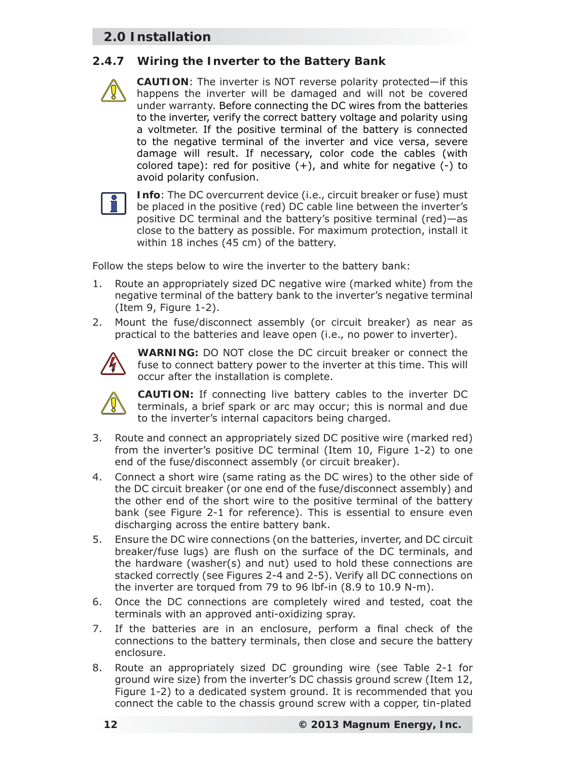## 2.4.7 Wiring the Inverter to the Battery Bank

**CAUTION**: The inverter is NOT reverse polarity protected—if this happens the inverter will be damaged and will not be covered under warranty. Before connecting the DC wires from the batteries to the inverter, verify the correct battery voltage and polarity using a voltmeter. If the positive terminal of the battery is connected to the negative terminal of the inverter and vice versa, severe damage will result. If necessary, color code the cables (with colored tape): red for positive (+), and white for negative (-) to avoid polarity confusion.

**Info**: The DC overcurrent device (i.e., circuit breaker or fuse) must be placed in the positive (red) DC cable line between the inverter's positive DC terminal and the battery's positive terminal (red)—as close to the battery as possible. For maximum protection, install it within 18 inches (45 cm) of the battery.

Follow the steps below to wire the inverter to the battery bank:

1. Route an appropriately sized DC negative wire (marked white) from the negative terminal of the battery bank to the inverter's negative terminal (Item 9, Figure 1-2).
2. Mount the fuse/disconnect assembly (or circuit breaker) as near as practical to the batteries and leave open (i.e., no power to inverter).

   **WARNING:** DO NOT close the DC circuit breaker or connect the fuse to connect battery power to the inverter at this time. This will occur after the installation is complete.

   **CAUTION:** If connecting live battery cables to the inverter DC terminals, a brief spark or arc may occur; this is normal and due to the inverter's internal capacitors being charged.

3. Route and connect an appropriately sized DC positive wire (marked red) from the inverter's positive DC terminal (Item 10, Figure 1-2) to one end of the fuse/disconnect assembly (or circuit breaker).
4. Connect a short wire (same rating as the DC wires) to the other side of the DC circuit breaker (or one end of the fuse/disconnect assembly) and the other end of the short wire to the positive terminal of the battery bank (see Figure 2-1 for reference). This is essential to ensure even discharging across the entire battery bank.
5. Ensure the DC wire connections (on the batteries, inverter, and DC circuit breaker/fuse lugs) are flush on the surface of the DC terminals, and the hardware (washer(s) and nut) used to hold these connections are stacked correctly (see Figures 2-4 and 2-5). Verify all DC connections on the inverter are torqued from 79 to 96 lbf-in (8.9 to 10.9 N-m).
6. Once the DC connections are completely wired and tested, coat the terminals with an approved anti-oxidizing spray.
7. If the batteries are in an enclosure, perform a final check of the connections to the battery terminals, then close and secure the battery enclosure.
8. Route an appropriately sized DC grounding wire (see Table 2-1 for ground wire size) from the inverter's DC chassis ground screw (Item 12, Figure 1-2) to a dedicated system ground. It is recommended that you connect the cable to the chassis ground screw with a copper, tin-plated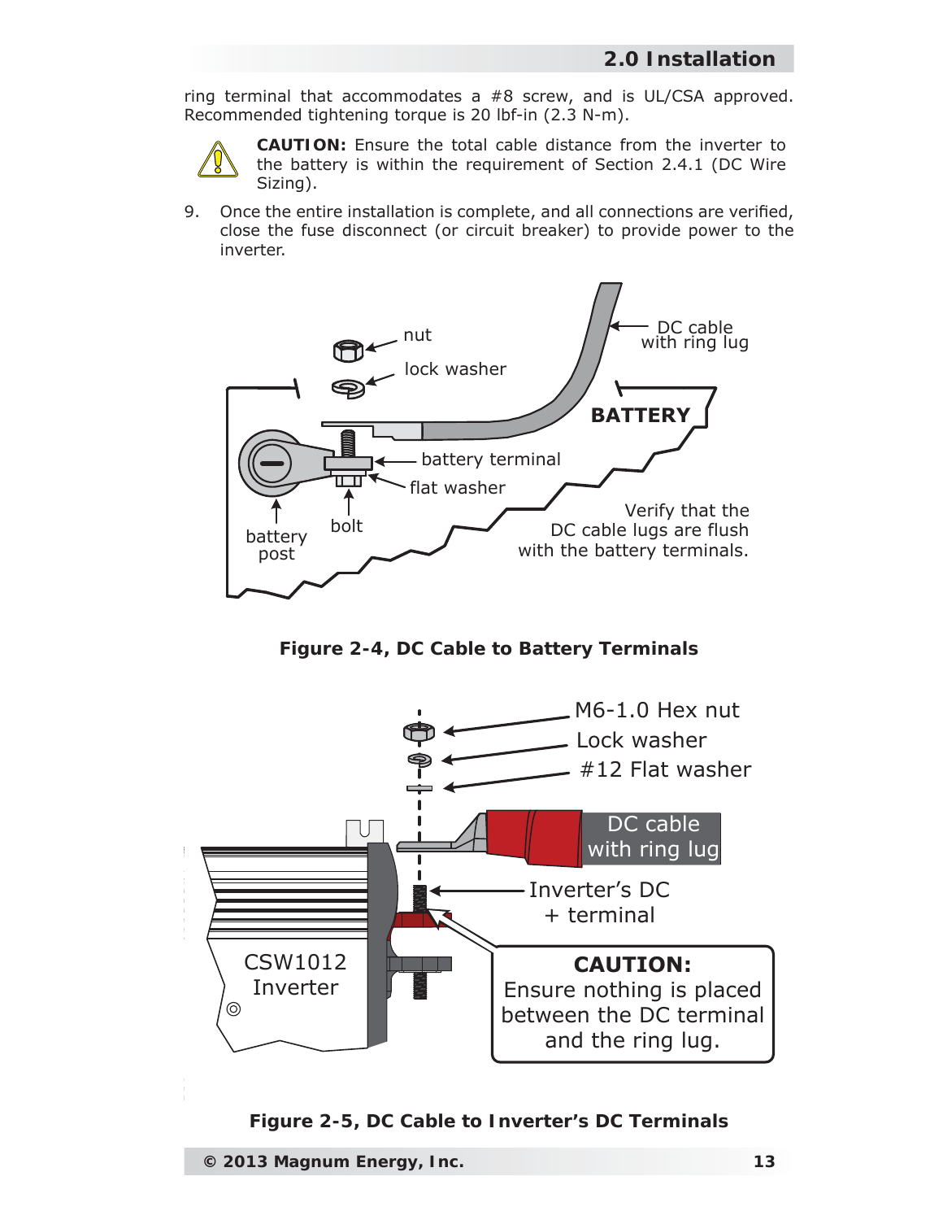ring terminal that accommodates a #8 screw, and is UL/CSA approved. Recommended tightening torque is 20 lbf-in (2.3 N-m).

**CAUTION:** Ensure the total cable distance from the inverter to the battery is within the requirement of Section 2.4.1 (DC Wire Sizing).

9. Once the entire installation is complete, and all connections are verified, close the fuse disconnect (or circuit breaker) to provide power to the inverter.

**Figure 2-4, DC Cable to Battery Terminals**

**Figure 2-5, DC Cable to Inverter's DC Terminals**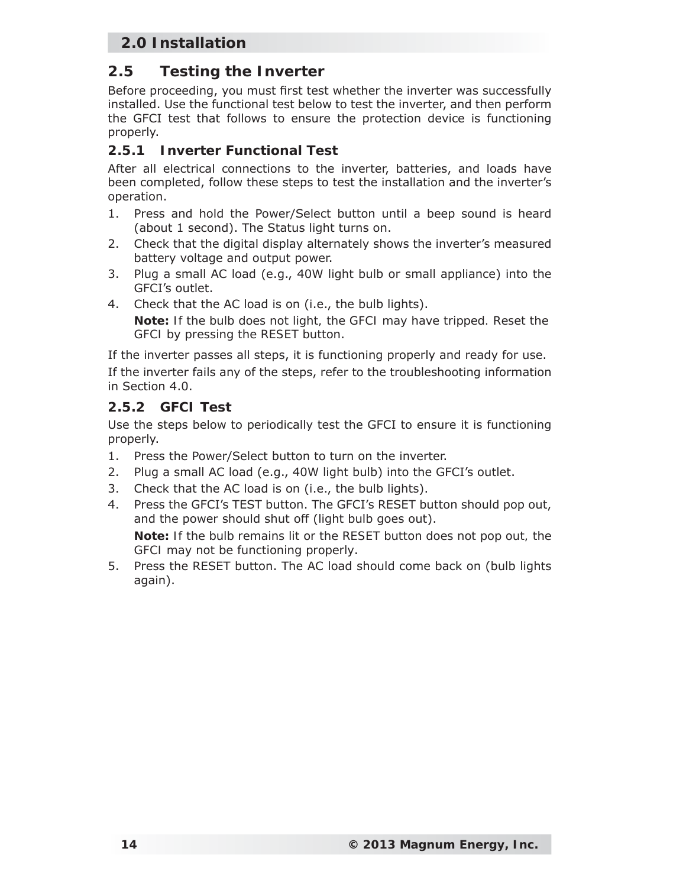## 2.5 Testing the Inverter

Before proceeding, you must first test whether the inverter was successfully installed. Use the functional test below to test the inverter, and then perform the GFCI test that follows to ensure the protection device is functioning properly.

### 2.5.1 Inverter Functional Test

After all electrical connections to the inverter, batteries, and loads have been completed, follow these steps to test the installation and the inverter's operation.

1. Press and hold the Power/Select button until a beep sound is heard (about 1 second). The Status light turns on.
2. Check that the digital display alternately shows the inverter's measured battery voltage and output power.
3. Plug a small AC load (e.g., 40W light bulb or small appliance) into the GFCI's outlet.
4. Check that the AC load is on (i.e., the bulb lights).

   **Note:** If the bulb does not light, the GFCI may have tripped. Reset the GFCI by pressing the RESET button.

If the inverter passes all steps, it is functioning properly and ready for use.

If the inverter fails any of the steps, refer to the troubleshooting information in Section 4.0.

### 2.5.2 GFCI Test

Use the steps below to periodically test the GFCI to ensure it is functioning properly.

1. Press the Power/Select button to turn on the inverter.
2. Plug a small AC load (e.g., 40W light bulb) into the GFCI's outlet.
3. Check that the AC load is on (i.e., the bulb lights).
4. Press the GFCI's TEST button. The GFCI's RESET button should pop out, and the power should shut off (light bulb goes out).

   **Note:** If the bulb remains lit or the RESET button does not pop out, the GFCI may not be functioning properly.
5. Press the RESET button. The AC load should come back on (bulb lights again).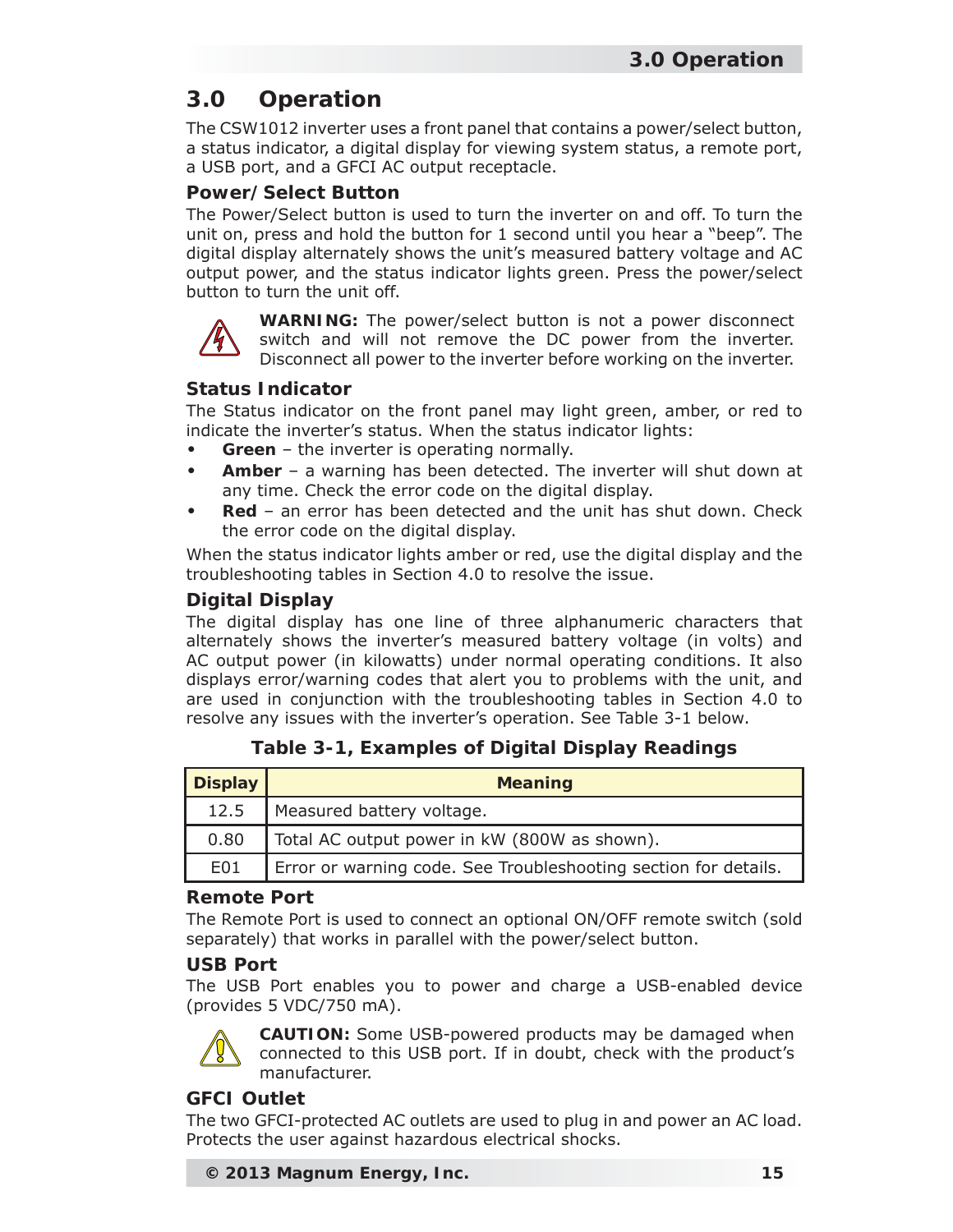# 3.0 Operation

The CSW1012 inverter uses a front panel that contains a power/select button, a status indicator, a digital display for viewing system status, a remote port, a USB port, and a GFCI AC output receptacle.

## Power/ Select Button

The Power/Select button is used to turn the inverter on and off. To turn the unit on, press and hold the button for 1 second until you hear a "beep". The digital display alternately shows the unit's measured battery voltage and AC output power, and the status indicator lights green. Press the power/select button to turn the unit off.

**WARNING:** The power/select button is not a power disconnect switch and will not remove the DC power from the inverter. Disconnect all power to the inverter before working on the inverter.

## Status Indicator

The Status indicator on the front panel may light green, amber, or red to indicate the inverter's status. When the status indicator lights:

- **Green** – the inverter is operating normally.
- **Amber** – a warning has been detected. The inverter will shut down at any time. Check the error code on the digital display.
- **Red** – an error has been detected and the unit has shut down. Check the error code on the digital display.

When the status indicator lights amber or red, use the digital display and the troubleshooting tables in Section 4.0 to resolve the issue.

## Digital Display

The digital display has one line of three alphanumeric characters that alternately shows the inverter's measured battery voltage (in volts) and AC output power (in kilowatts) under normal operating conditions. It also displays error/warning codes that alert you to problems with the unit, and are used in conjunction with the troubleshooting tables in Section 4.0 to resolve any issues with the inverter's operation. See Table 3-1 below.

**Table 3-1, Examples of Digital Display Readings**

| Display | Meaning |
|---|---|
| 12.5 | Measured battery voltage. |
| 0.80 | Total AC output power in kW (800W as shown). |
| E01 | Error or warning code. See Troubleshooting section for details. |

## Remote Port

The Remote Port is used to connect an optional ON/OFF remote switch (sold separately) that works in parallel with the power/select button.

## USB Port

The USB Port enables you to power and charge a USB-enabled device (provides 5 VDC/750 mA).

**CAUTION:** Some USB-powered products may be damaged when connected to this USB port. If in doubt, check with the product's manufacturer.

## GFCI Outlet

The two GFCI-protected AC outlets are used to plug in and power an AC load. Protects the user against hazardous electrical shocks.

© 2013 Magnum Energy, Inc.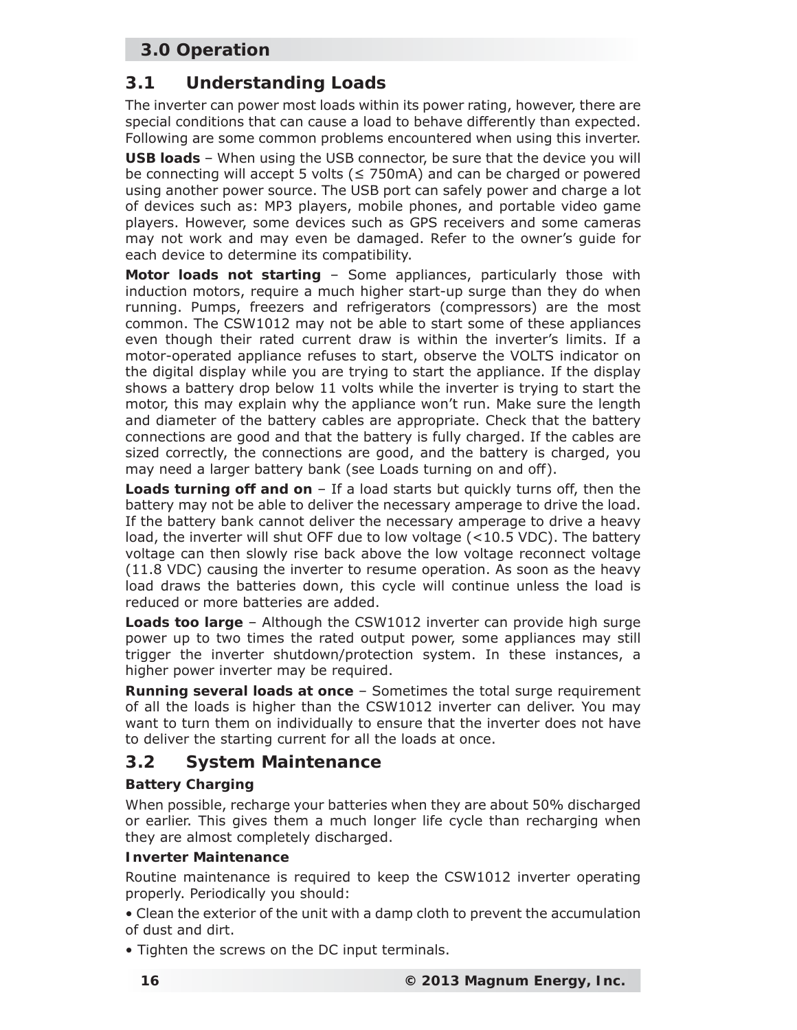## 3.0 Operation

### 3.1 Understanding Loads

The inverter can power most loads within its power rating, however, there are special conditions that can cause a load to behave differently than expected. Following are some common problems encountered when using this inverter.

**USB loads** – When using the USB connector, be sure that the device you will be connecting will accept 5 volts (≤ 750mA) and can be charged or powered using another power source. The USB port can safely power and charge a lot of devices such as: MP3 players, mobile phones, and portable video game players. However, some devices such as GPS receivers and some cameras may not work and may even be damaged. Refer to the owner's guide for each device to determine its compatibility.

**Motor loads not starting** – Some appliances, particularly those with induction motors, require a much higher start-up surge than they do when running. Pumps, freezers and refrigerators (compressors) are the most common. The CSW1012 may not be able to start some of these appliances even though their rated current draw is within the inverter's limits. If a motor-operated appliance refuses to start, observe the VOLTS indicator on the digital display while you are trying to start the appliance. If the display shows a battery drop below 11 volts while the inverter is trying to start the motor, this may explain why the appliance won't run. Make sure the length and diameter of the battery cables are appropriate. Check that the battery connections are good and that the battery is fully charged. If the cables are sized correctly, the connections are good, and the battery is charged, you may need a larger battery bank (see Loads turning on and off).

**Loads turning off and on** – If a load starts but quickly turns off, then the battery may not be able to deliver the necessary amperage to drive the load. If the battery bank cannot deliver the necessary amperage to drive a heavy load, the inverter will shut OFF due to low voltage (<10.5 VDC). The battery voltage can then slowly rise back above the low voltage reconnect voltage (11.8 VDC) causing the inverter to resume operation. As soon as the heavy load draws the batteries down, this cycle will continue unless the load is reduced or more batteries are added.

**Loads too large** – Although the CSW1012 inverter can provide high surge power up to two times the rated output power, some appliances may still trigger the inverter shutdown/protection system. In these instances, a higher power inverter may be required.

**Running several loads at once** – Sometimes the total surge requirement of all the loads is higher than the CSW1012 inverter can deliver. You may want to turn them on individually to ensure that the inverter does not have to deliver the starting current for all the loads at once.

### 3.2 System Maintenance

**Battery Charging**

When possible, recharge your batteries when they are about 50% discharged or earlier. This gives them a much longer life cycle than recharging when they are almost completely discharged.

**Inverter Maintenance**

Routine maintenance is required to keep the CSW1012 inverter operating properly. Periodically you should:

- Clean the exterior of the unit with a damp cloth to prevent the accumulation of dust and dirt.
- Tighten the screws on the DC input terminals.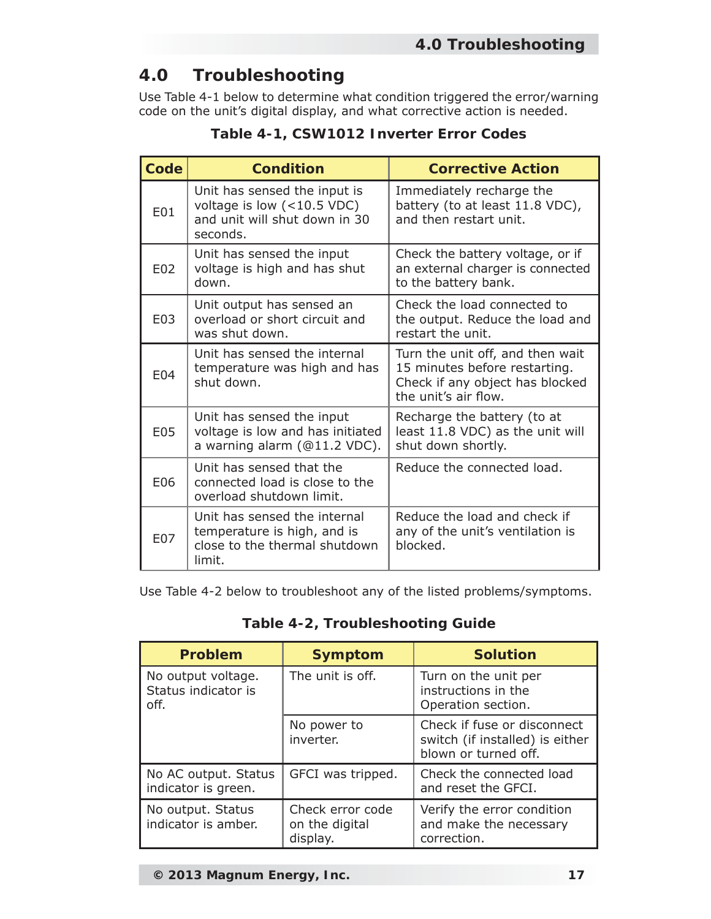# 4.0 Troubleshooting

Use Table 4-1 below to determine what condition triggered the error/warning code on the unit's digital display, and what corrective action is needed.

**Table 4-1, CSW1012 Inverter Error Codes**

| Code | Condition | Corrective Action |
|---|---|---|
| E01 | Unit has sensed the input is voltage is low (<10.5 VDC) and unit will shut down in 30 seconds. | Immediately recharge the battery (to at least 11.8 VDC), and then restart unit. |
| E02 | Unit has sensed the input voltage is high and has shut down. | Check the battery voltage, or if an external charger is connected to the battery bank. |
| E03 | Unit output has sensed an overload or short circuit and was shut down. | Check the load connected to the output. Reduce the load and restart the unit. |
| E04 | Unit has sensed the internal temperature was high and has shut down. | Turn the unit off, and then wait 15 minutes before restarting. Check if any object has blocked the unit's air flow. |
| E05 | Unit has sensed the input voltage is low and has initiated a warning alarm (@11.2 VDC). | Recharge the battery (to at least 11.8 VDC) as the unit will shut down shortly. |
| E06 | Unit has sensed that the connected load is close to the overload shutdown limit. | Reduce the connected load. |
| E07 | Unit has sensed the internal temperature is high, and is close to the thermal shutdown limit. | Reduce the load and check if any of the unit's ventilation is blocked. |

Use Table 4-2 below to troubleshoot any of the listed problems/symptoms.

**Table 4-2, Troubleshooting Guide**

| Problem | Symptom | Solution |
|---|---|---|
| No output voltage. Status indicator is off. | The unit is off. | Turn on the unit per instructions in the Operation section. |
| | No power to inverter. | Check if fuse or disconnect switch (if installed) is either blown or turned off. |
| No AC output. Status indicator is green. | GFCI was tripped. | Check the connected load and reset the GFCI. |
| No output. Status indicator is amber. | Check error code on the digital display. | Verify the error condition and make the necessary correction. |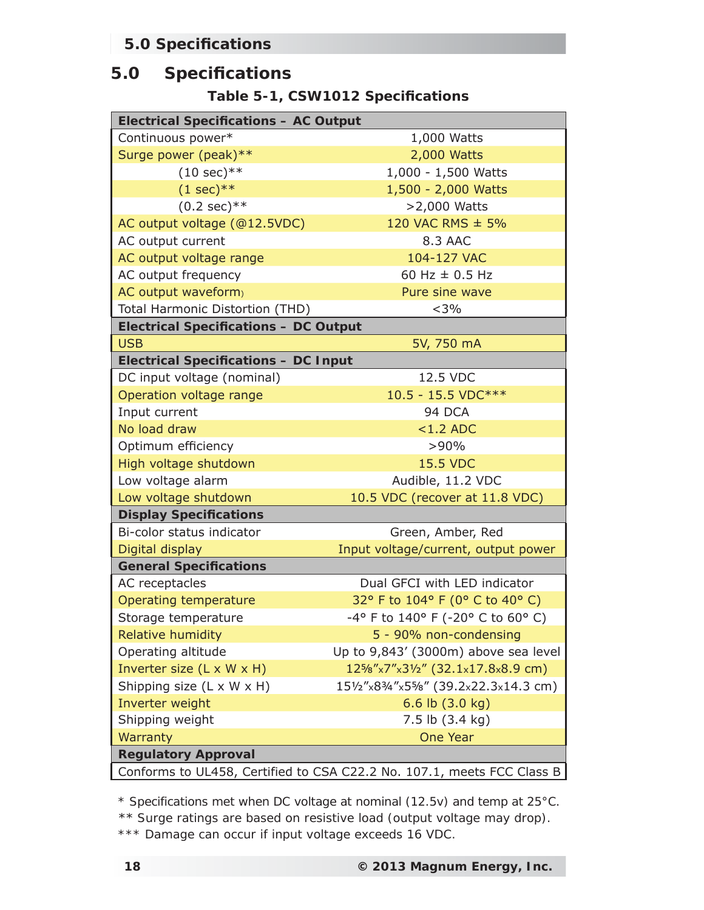## 5.0 Specifications

**Table 5-1, CSW1012 Specifications**

| **Electrical Specifications – AC Output** | |
|---|---|
| Continuous power* | 1,000 Watts |
| Surge power (peak)** | 2,000 Watts |
| (10 sec)** | 1,000 - 1,500 Watts |
| (1 sec)** | 1,500 - 2,000 Watts |
| (0.2 sec)** | >2,000 Watts |
| AC output voltage (@12.5VDC) | 120 VAC RMS ± 5% |
| AC output current | 8.3 AAC |
| AC output voltage range | 104-127 VAC |
| AC output frequency | 60 Hz ± 0.5 Hz |
| AC output waveform) | Pure sine wave |
| Total Harmonic Distortion (THD) | <3% |
| **Electrical Specifications – DC Output** | |
| USB | 5V, 750 mA |
| **Electrical Specifications – DC Input** | |
| DC input voltage (nominal) | 12.5 VDC |
| Operation voltage range | 10.5 - 15.5 VDC*** |
| Input current | 94 DCA |
| No load draw | <1.2 ADC |
| Optimum efficiency | >90% |
| High voltage shutdown | 15.5 VDC |
| Low voltage alarm | Audible, 11.2 VDC |
| Low voltage shutdown | 10.5 VDC (recover at 11.8 VDC) |
| **Display Specifications** | |
| Bi-color status indicator | Green, Amber, Red |
| Digital display | Input voltage/current, output power |
| **General Specifications** | |
| AC receptacles | Dual GFCI with LED indicator |
| Operating temperature | 32° F to 104° F (0° C to 40° C) |
| Storage temperature | -4° F to 140° F (-20° C to 60° C) |
| Relative humidity | 5 - 90% non-condensing |
| Operating altitude | Up to 9,843' (3000m) above sea level |
| Inverter size (L x W x H) | 12⅝"x7"x3½" (32.1x17.8x8.9 cm) |
| Shipping size (L x W x H) | 15½"x8¾"x5⅝" (39.2x22.3x14.3 cm) |
| Inverter weight | 6.6 lb (3.0 kg) |
| Shipping weight | 7.5 lb (3.4 kg) |
| Warranty | One Year |
| **Regulatory Approval** | |
| Conforms to UL458, Certified to CSA C22.2 No. 107.1, meets FCC Class B | |

* Specifications met when DC voltage at nominal (12.5v) and temp at 25°C.

** Surge ratings are based on resistive load (output voltage may drop).

*** Damage can occur if input voltage exceeds 16 VDC.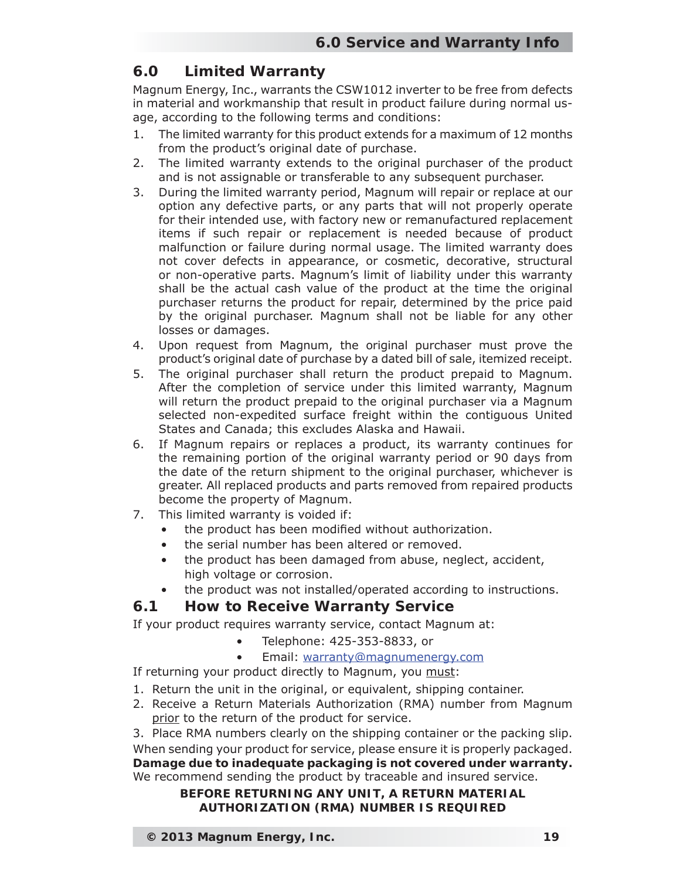## 6.0 Limited Warranty

Magnum Energy, Inc., warrants the CSW1012 inverter to be free from defects in material and workmanship that result in product failure during normal usage, according to the following terms and conditions:

1. The limited warranty for this product extends for a maximum of 12 months from the product's original date of purchase.
2. The limited warranty extends to the original purchaser of the product and is not assignable or transferable to any subsequent purchaser.
3. During the limited warranty period, Magnum will repair or replace at our option any defective parts, or any parts that will not properly operate for their intended use, with factory new or remanufactured replacement items if such repair or replacement is needed because of product malfunction or failure during normal usage. The limited warranty does not cover defects in appearance, or cosmetic, decorative, structural or non-operative parts. Magnum's limit of liability under this warranty shall be the actual cash value of the product at the time the original purchaser returns the product for repair, determined by the price paid by the original purchaser. Magnum shall not be liable for any other losses or damages.
4. Upon request from Magnum, the original purchaser must prove the product's original date of purchase by a dated bill of sale, itemized receipt.
5. The original purchaser shall return the product prepaid to Magnum. After the completion of service under this limited warranty, Magnum will return the product prepaid to the original purchaser via a Magnum selected non-expedited surface freight within the contiguous United States and Canada; this excludes Alaska and Hawaii.
6. If Magnum repairs or replaces a product, its warranty continues for the remaining portion of the original warranty period or 90 days from the date of the return shipment to the original purchaser, whichever is greater. All replaced products and parts removed from repaired products become the property of Magnum.
7. This limited warranty is voided if:
   - the product has been modified without authorization.
   - the serial number has been altered or removed.
   - the product has been damaged from abuse, neglect, accident, high voltage or corrosion.
   - the product was not installed/operated according to instructions.

## 6.1 How to Receive Warranty Service

If your product requires warranty service, contact Magnum at:

- Telephone: 425-353-8833, or
- Email: warranty@magnumenergy.com

If returning your product directly to Magnum, you must:

1. Return the unit in the original, or equivalent, shipping container.
2. Receive a Return Materials Authorization (RMA) number from Magnum prior to the return of the product for service.
3. Place RMA numbers clearly on the shipping container or the packing slip.

When sending your product for service, please ensure it is properly packaged. **Damage due to inadequate packaging is not covered under warranty.** We recommend sending the product by traceable and insured service.

**BEFORE RETURNING ANY UNIT, A RETURN MATERIAL AUTHORIZATION (RMA) NUMBER IS REQUIRED**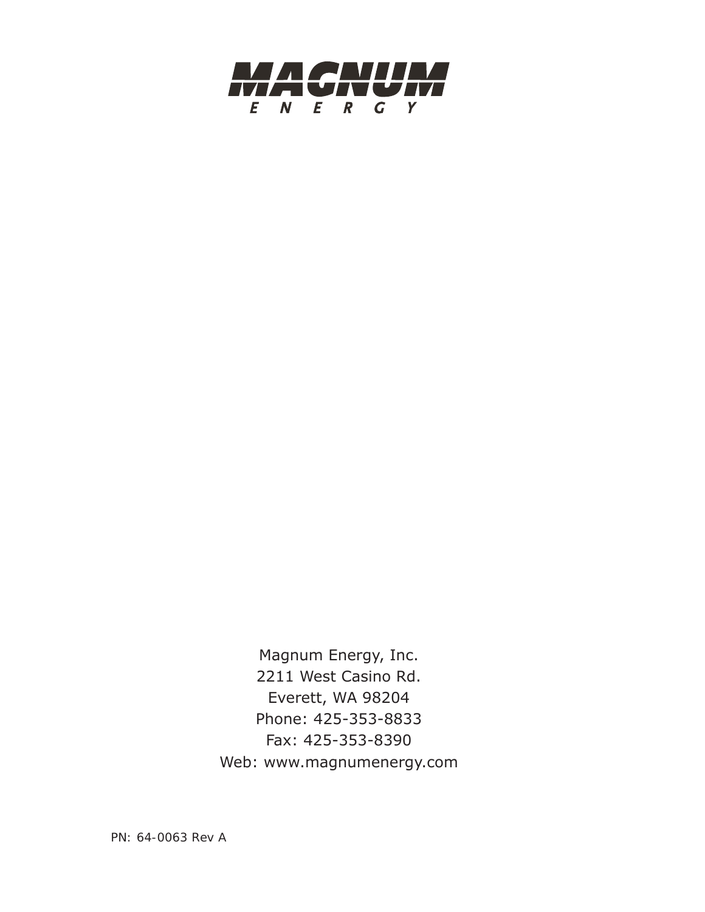MAGNUM

E N E R G Y

Magnum Energy, Inc.
2211 West Casino Rd.
Everett, WA 98204
Phone: 425-353-8833
Fax: 425-353-8390
Web: www.magnumenergy.com

PN: 64-0063 Rev A